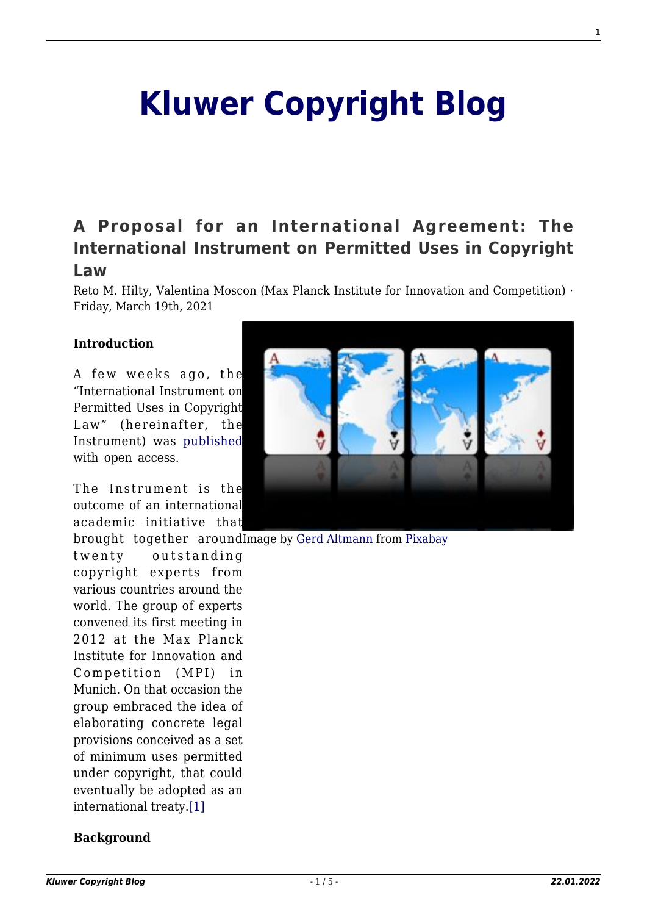# Kluwer Copyright Blog

## A Proposal for an International Agreement: The International Instrument on Permitted Uses in Copyright Law

Reto M. Hilty, Valentina Moscon (Max Planck Institute for Innovation and Competition) · Friday, March 19th, 2021

**Introduction**

Image by Gerd Altmann from Pixabay

A few weeks ago, the "International Instrument on Permitted Uses in Copyright Law" (hereinafter, the Instrument) was published with open access.

The Instrument is the outcome of an international academic initiative that brought together around twenty outstanding copyright experts from various countries around the world. The group of experts convened its first meeting in 2012 at the Max Planck Institute for Innovation and Competition (MPI) in Munich. On that occasion the group embraced the idea of elaborating concrete legal provisions conceived as a set of minimum uses permitted under copyright, that could eventually be adopted as an international treaty.[1]

**Background**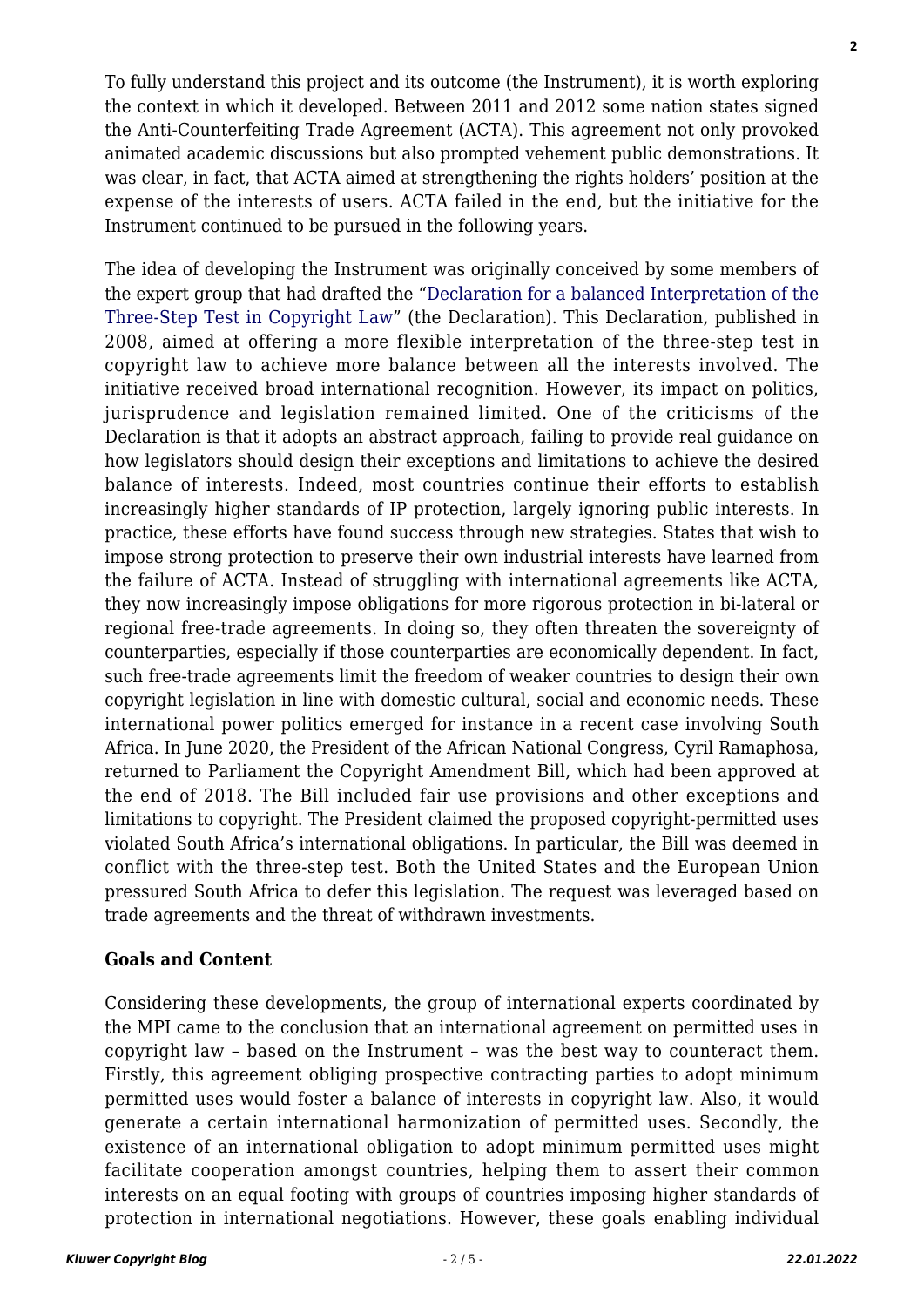To fully understand this project and its outcome (the Instrument), it is worth exploring the context in which it developed. Between 2011 and 2012 some nation states signed the Anti-Counterfeiting Trade Agreement (ACTA). This agreement not only provoked animated academic discussions but also prompted vehement public demonstrations. It was clear, in fact, that ACTA aimed at strengthening the rights holders' position at the expense of the interests of users. ACTA failed in the end, but the initiative for the Instrument continued to be pursued in the following years.

The idea of developing the Instrument was originally conceived by some members of the expert group that had drafted the "Declaration for a balanced Interpretation of the Three-Step Test in Copyright Law" (the Declaration). This Declaration, published in 2008, aimed at offering a more flexible interpretation of the three-step test in copyright law to achieve more balance between all the interests involved. The initiative received broad international recognition. However, its impact on politics, jurisprudence and legislation remained limited. One of the criticisms of the Declaration is that it adopts an abstract approach, failing to provide real guidance on how legislators should design their exceptions and limitations to achieve the desired balance of interests. Indeed, most countries continue their efforts to establish increasingly higher standards of IP protection, largely ignoring public interests. In practice, these efforts have found success through new strategies. States that wish to impose strong protection to preserve their own industrial interests have learned from the failure of ACTA. Instead of struggling with international agreements like ACTA, they now increasingly impose obligations for more rigorous protection in bi-lateral or regional free-trade agreements. In doing so, they often threaten the sovereignty of counterparties, especially if those counterparties are economically dependent. In fact, such free-trade agreements limit the freedom of weaker countries to design their own copyright legislation in line with domestic cultural, social and economic needs. These international power politics emerged for instance in a recent case involving South Africa. In June 2020, the President of the African National Congress, Cyril Ramaphosa, returned to Parliament the Copyright Amendment Bill, which had been approved at the end of 2018. The Bill included fair use provisions and other exceptions and limitations to copyright. The President claimed the proposed copyright-permitted uses violated South Africa's international obligations. In particular, the Bill was deemed in conflict with the three-step test. Both the United States and the European Union pressured South Africa to defer this legislation. The request was leveraged based on trade agreements and the threat of withdrawn investments.

**Goals and Content**

Considering these developments, the group of international experts coordinated by the MPI came to the conclusion that an international agreement on permitted uses in copyright law – based on the Instrument – was the best way to counteract them. Firstly, this agreement obliging prospective contracting parties to adopt minimum permitted uses would foster a balance of interests in copyright law. Also, it would generate a certain international harmonization of permitted uses. Secondly, the existence of an international obligation to adopt minimum permitted uses might facilitate cooperation amongst countries, helping them to assert their common interests on an equal footing with groups of countries imposing higher standards of protection in international negotiations. However, these goals enabling individual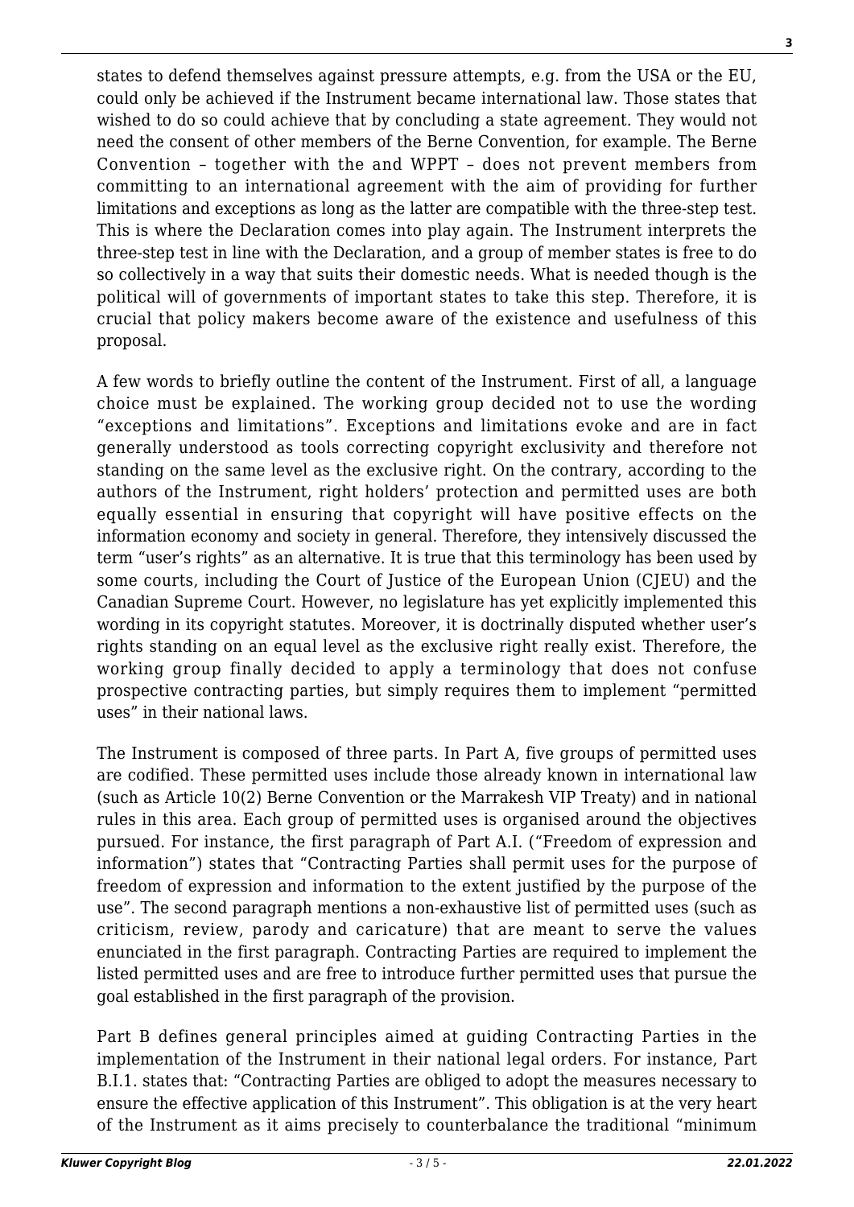states to defend themselves against pressure attempts, e.g. from the USA or the EU, could only be achieved if the Instrument became international law. Those states that wished to do so could achieve that by concluding a state agreement. They would not need the consent of other members of the Berne Convention, for example. The Berne Convention – together with the and WPPT – does not prevent members from committing to an international agreement with the aim of providing for further limitations and exceptions as long as the latter are compatible with the three-step test. This is where the Declaration comes into play again. The Instrument interprets the three-step test in line with the Declaration, and a group of member states is free to do so collectively in a way that suits their domestic needs. What is needed though is the political will of governments of important states to take this step. Therefore, it is crucial that policy makers become aware of the existence and usefulness of this proposal.

A few words to briefly outline the content of the Instrument. First of all, a language choice must be explained. The working group decided not to use the wording "exceptions and limitations". Exceptions and limitations evoke and are in fact generally understood as tools correcting copyright exclusivity and therefore not standing on the same level as the exclusive right. On the contrary, according to the authors of the Instrument, right holders' protection and permitted uses are both equally essential in ensuring that copyright will have positive effects on the information economy and society in general. Therefore, they intensively discussed the term "user's rights" as an alternative. It is true that this terminology has been used by some courts, including the Court of Justice of the European Union (CJEU) and the Canadian Supreme Court. However, no legislature has yet explicitly implemented this wording in its copyright statutes. Moreover, it is doctrinally disputed whether user's rights standing on an equal level as the exclusive right really exist. Therefore, the working group finally decided to apply a terminology that does not confuse prospective contracting parties, but simply requires them to implement "permitted uses" in their national laws.

The Instrument is composed of three parts. In Part A, five groups of permitted uses are codified. These permitted uses include those already known in international law (such as Article 10(2) Berne Convention or the Marrakesh VIP Treaty) and in national rules in this area. Each group of permitted uses is organised around the objectives pursued. For instance, the first paragraph of Part A.I. ("Freedom of expression and information") states that "Contracting Parties shall permit uses for the purpose of freedom of expression and information to the extent justified by the purpose of the use". The second paragraph mentions a non-exhaustive list of permitted uses (such as criticism, review, parody and caricature) that are meant to serve the values enunciated in the first paragraph. Contracting Parties are required to implement the listed permitted uses and are free to introduce further permitted uses that pursue the goal established in the first paragraph of the provision.

Part B defines general principles aimed at guiding Contracting Parties in the implementation of the Instrument in their national legal orders. For instance, Part B.I.1. states that: "Contracting Parties are obliged to adopt the measures necessary to ensure the effective application of this Instrument". This obligation is at the very heart of the Instrument as it aims precisely to counterbalance the traditional "minimum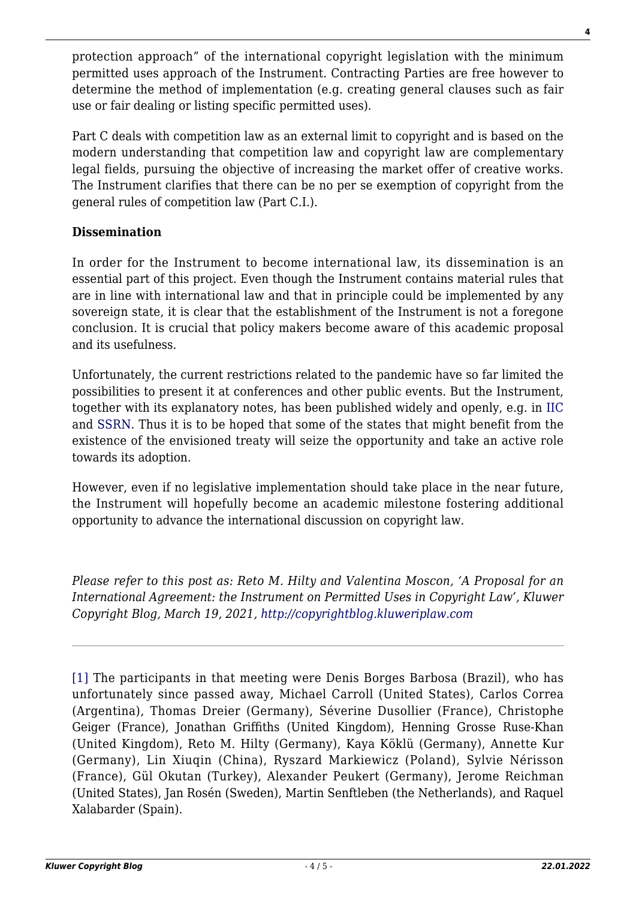protection approach" of the international copyright legislation with the minimum permitted uses approach of the Instrument. Contracting Parties are free however to determine the method of implementation (e.g. creating general clauses such as fair use or fair dealing or listing specific permitted uses).

Part C deals with competition law as an external limit to copyright and is based on the modern understanding that competition law and copyright law are complementary legal fields, pursuing the objective of increasing the market offer of creative works. The Instrument clarifies that there can be no per se exemption of copyright from the general rules of competition law (Part C.I.).

**Dissemination**

In order for the Instrument to become international law, its dissemination is an essential part of this project. Even though the Instrument contains material rules that are in line with international law and that in principle could be implemented by any sovereign state, it is clear that the establishment of the Instrument is not a foregone conclusion. It is crucial that policy makers become aware of this academic proposal and its usefulness.

Unfortunately, the current restrictions related to the pandemic have so far limited the possibilities to present it at conferences and other public events. But the Instrument, together with its explanatory notes, has been published widely and openly, e.g. in IIC and SSRN. Thus it is to be hoped that some of the states that might benefit from the existence of the envisioned treaty will seize the opportunity and take an active role towards its adoption.

However, even if no legislative implementation should take place in the near future, the Instrument will hopefully become an academic milestone fostering additional opportunity to advance the international discussion on copyright law.

*Please refer to this post as: Reto M. Hilty and Valentina Moscon, 'A Proposal for an International Agreement: the Instrument on Permitted Uses in Copyright Law', Kluwer Copyright Blog, March 19, 2021, http://copyrightblog.kluweriplaw.com*

---

[1] The participants in that meeting were Denis Borges Barbosa (Brazil), who has unfortunately since passed away, Michael Carroll (United States), Carlos Correa (Argentina), Thomas Dreier (Germany), Séverine Dusollier (France), Christophe Geiger (France), Jonathan Griffiths (United Kingdom), Henning Grosse Ruse-Khan (United Kingdom), Reto M. Hilty (Germany), Kaya Köklü (Germany), Annette Kur (Germany), Lin Xiuqin (China), Ryszard Markiewicz (Poland), Sylvie Nérisson (France), Gül Okutan (Turkey), Alexander Peukert (Germany), Jerome Reichman (United States), Jan Rosén (Sweden), Martin Senftleben (the Netherlands), and Raquel Xalabarder (Spain).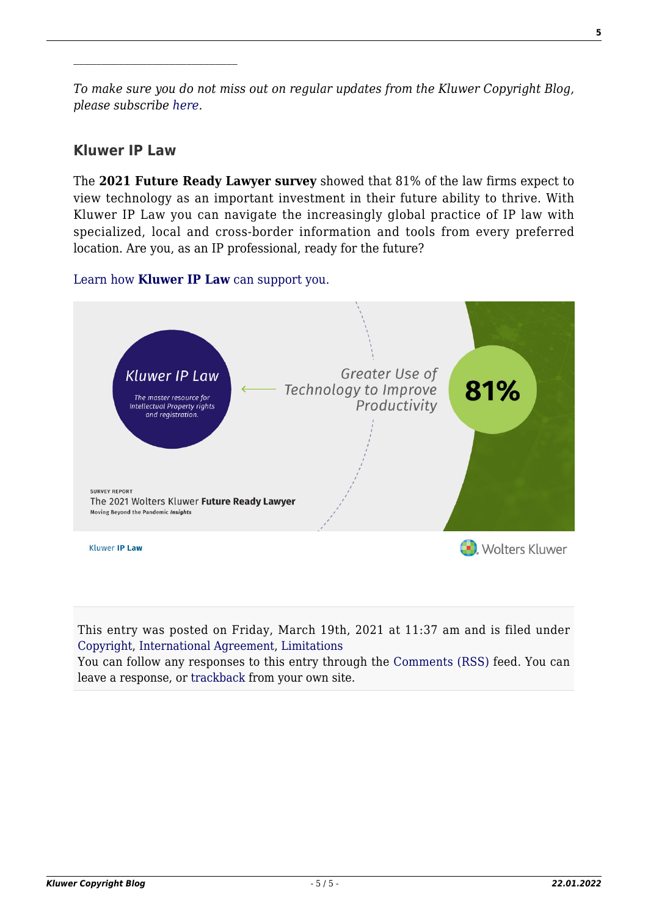---

*To make sure you do not miss out on regular updates from the Kluwer Copyright Blog, please subscribe here.*

## Kluwer IP Law

The **2021 Future Ready Lawyer survey** showed that 81% of the law firms expect to view technology as an important investment in their future ability to thrive. With Kluwer IP Law you can navigate the increasingly global practice of IP law with specialized, local and cross-border information and tools from every preferred location. Are you, as an IP professional, ready for the future?

Learn how **Kluwer IP Law** can support you.

Kluwer IP Law

The master resource for Intellectual Property rights and registration.

Greater Use of Technology to Improve Productivity

81%

SURVEY REPORT

The 2021 Wolters Kluwer **Future Ready Lawyer**

Moving Beyond the Pandemic *Insights*

Kluwer **IP Law**

Wolters Kluwer

This entry was posted on Friday, March 19th, 2021 at 11:37 am and is filed under Copyright, International Agreement, Limitations

You can follow any responses to this entry through the Comments (RSS) feed. You can leave a response, or trackback from your own site.